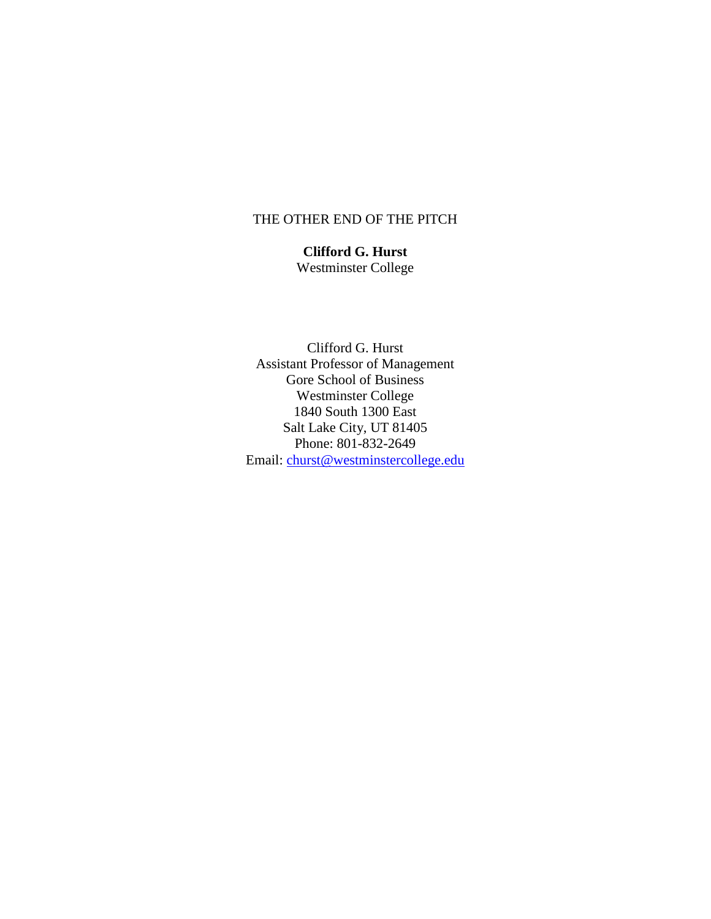# THE OTHER END OF THE PITCH

**Clifford G. Hurst**
Westminster College

Clifford G. Hurst
Assistant Professor of Management
Gore School of Business
Westminster College
1840 South 1300 East
Salt Lake City, UT 81405
Phone: 801-832-2649
Email: churst@westminstercollege.edu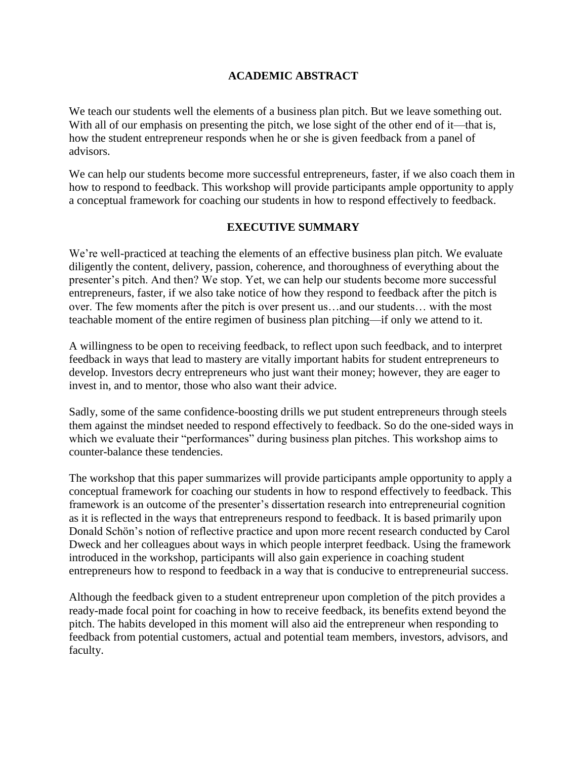## ACADEMIC ABSTRACT

We teach our students well the elements of a business plan pitch. But we leave something out. With all of our emphasis on presenting the pitch, we lose sight of the other end of it—that is, how the student entrepreneur responds when he or she is given feedback from a panel of advisors.

We can help our students become more successful entrepreneurs, faster, if we also coach them in how to respond to feedback. This workshop will provide participants ample opportunity to apply a conceptual framework for coaching our students in how to respond effectively to feedback.

## EXECUTIVE SUMMARY

We're well-practiced at teaching the elements of an effective business plan pitch. We evaluate diligently the content, delivery, passion, coherence, and thoroughness of everything about the presenter's pitch. And then? We stop. Yet, we can help our students become more successful entrepreneurs, faster, if we also take notice of how they respond to feedback after the pitch is over. The few moments after the pitch is over present us…and our students… with the most teachable moment of the entire regimen of business plan pitching—if only we attend to it.

A willingness to be open to receiving feedback, to reflect upon such feedback, and to interpret feedback in ways that lead to mastery are vitally important habits for student entrepreneurs to develop. Investors decry entrepreneurs who just want their money; however, they are eager to invest in, and to mentor, those who also want their advice.

Sadly, some of the same confidence-boosting drills we put student entrepreneurs through steels them against the mindset needed to respond effectively to feedback. So do the one-sided ways in which we evaluate their "performances" during business plan pitches. This workshop aims to counter-balance these tendencies.

The workshop that this paper summarizes will provide participants ample opportunity to apply a conceptual framework for coaching our students in how to respond effectively to feedback. This framework is an outcome of the presenter's dissertation research into entrepreneurial cognition as it is reflected in the ways that entrepreneurs respond to feedback. It is based primarily upon Donald Schön's notion of reflective practice and upon more recent research conducted by Carol Dweck and her colleagues about ways in which people interpret feedback. Using the framework introduced in the workshop, participants will also gain experience in coaching student entrepreneurs how to respond to feedback in a way that is conducive to entrepreneurial success.

Although the feedback given to a student entrepreneur upon completion of the pitch provides a ready-made focal point for coaching in how to receive feedback, its benefits extend beyond the pitch. The habits developed in this moment will also aid the entrepreneur when responding to feedback from potential customers, actual and potential team members, investors, advisors, and faculty.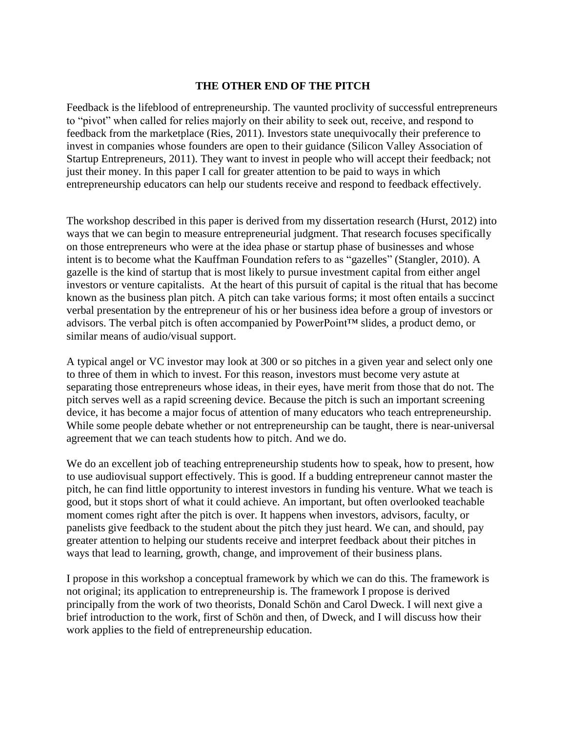## THE OTHER END OF THE PITCH

Feedback is the lifeblood of entrepreneurship. The vaunted proclivity of successful entrepreneurs to "pivot" when called for relies majorly on their ability to seek out, receive, and respond to feedback from the marketplace (Ries, 2011). Investors state unequivocally their preference to invest in companies whose founders are open to their guidance (Silicon Valley Association of Startup Entrepreneurs, 2011). They want to invest in people who will accept their feedback; not just their money. In this paper I call for greater attention to be paid to ways in which entrepreneurship educators can help our students receive and respond to feedback effectively.

The workshop described in this paper is derived from my dissertation research (Hurst, 2012) into ways that we can begin to measure entrepreneurial judgment. That research focuses specifically on those entrepreneurs who were at the idea phase or startup phase of businesses and whose intent is to become what the Kauffman Foundation refers to as "gazelles" (Stangler, 2010). A gazelle is the kind of startup that is most likely to pursue investment capital from either angel investors or venture capitalists. At the heart of this pursuit of capital is the ritual that has become known as the business plan pitch. A pitch can take various forms; it most often entails a succinct verbal presentation by the entrepreneur of his or her business idea before a group of investors or advisors. The verbal pitch is often accompanied by PowerPoint™ slides, a product demo, or similar means of audio/visual support.

A typical angel or VC investor may look at 300 or so pitches in a given year and select only one to three of them in which to invest. For this reason, investors must become very astute at separating those entrepreneurs whose ideas, in their eyes, have merit from those that do not. The pitch serves well as a rapid screening device. Because the pitch is such an important screening device, it has become a major focus of attention of many educators who teach entrepreneurship. While some people debate whether or not entrepreneurship can be taught, there is near-universal agreement that we can teach students how to pitch. And we do.

We do an excellent job of teaching entrepreneurship students how to speak, how to present, how to use audiovisual support effectively. This is good. If a budding entrepreneur cannot master the pitch, he can find little opportunity to interest investors in funding his venture. What we teach is good, but it stops short of what it could achieve. An important, but often overlooked teachable moment comes right after the pitch is over. It happens when investors, advisors, faculty, or panelists give feedback to the student about the pitch they just heard. We can, and should, pay greater attention to helping our students receive and interpret feedback about their pitches in ways that lead to learning, growth, change, and improvement of their business plans.

I propose in this workshop a conceptual framework by which we can do this. The framework is not original; its application to entrepreneurship is. The framework I propose is derived principally from the work of two theorists, Donald Schön and Carol Dweck. I will next give a brief introduction to the work, first of Schön and then, of Dweck, and I will discuss how their work applies to the field of entrepreneurship education.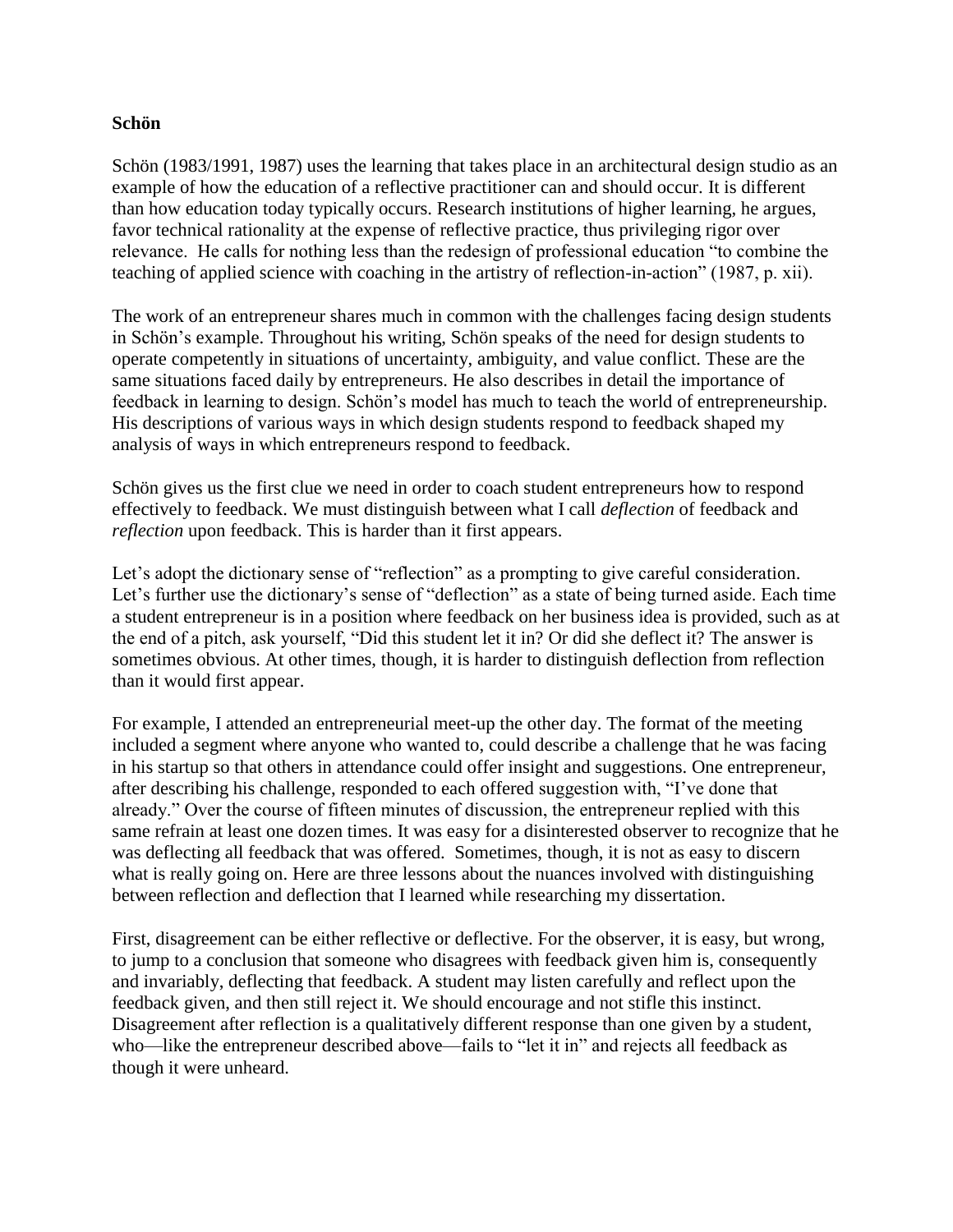### Schön

Schön (1983/1991, 1987) uses the learning that takes place in an architectural design studio as an example of how the education of a reflective practitioner can and should occur. It is different than how education today typically occurs. Research institutions of higher learning, he argues, favor technical rationality at the expense of reflective practice, thus privileging rigor over relevance. He calls for nothing less than the redesign of professional education "to combine the teaching of applied science with coaching in the artistry of reflection-in-action" (1987, p. xii).

The work of an entrepreneur shares much in common with the challenges facing design students in Schön's example. Throughout his writing, Schön speaks of the need for design students to operate competently in situations of uncertainty, ambiguity, and value conflict. These are the same situations faced daily by entrepreneurs. He also describes in detail the importance of feedback in learning to design. Schön's model has much to teach the world of entrepreneurship. His descriptions of various ways in which design students respond to feedback shaped my analysis of ways in which entrepreneurs respond to feedback.

Schön gives us the first clue we need in order to coach student entrepreneurs how to respond effectively to feedback. We must distinguish between what I call *deflection* of feedback and *reflection* upon feedback. This is harder than it first appears.

Let's adopt the dictionary sense of "reflection" as a prompting to give careful consideration. Let's further use the dictionary's sense of "deflection" as a state of being turned aside. Each time a student entrepreneur is in a position where feedback on her business idea is provided, such as at the end of a pitch, ask yourself, "Did this student let it in? Or did she deflect it? The answer is sometimes obvious. At other times, though, it is harder to distinguish deflection from reflection than it would first appear.

For example, I attended an entrepreneurial meet-up the other day. The format of the meeting included a segment where anyone who wanted to, could describe a challenge that he was facing in his startup so that others in attendance could offer insight and suggestions. One entrepreneur, after describing his challenge, responded to each offered suggestion with, "I've done that already." Over the course of fifteen minutes of discussion, the entrepreneur replied with this same refrain at least one dozen times. It was easy for a disinterested observer to recognize that he was deflecting all feedback that was offered. Sometimes, though, it is not as easy to discern what is really going on. Here are three lessons about the nuances involved with distinguishing between reflection and deflection that I learned while researching my dissertation.

First, disagreement can be either reflective or deflective. For the observer, it is easy, but wrong, to jump to a conclusion that someone who disagrees with feedback given him is, consequently and invariably, deflecting that feedback. A student may listen carefully and reflect upon the feedback given, and then still reject it. We should encourage and not stifle this instinct. Disagreement after reflection is a qualitatively different response than one given by a student, who—like the entrepreneur described above—fails to "let it in" and rejects all feedback as though it were unheard.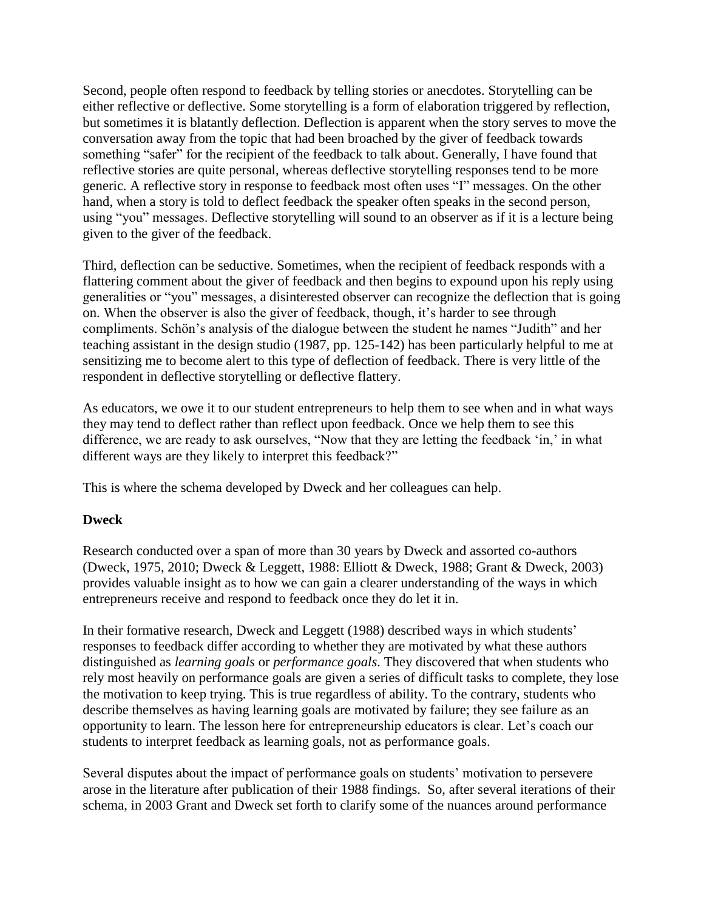Second, people often respond to feedback by telling stories or anecdotes. Storytelling can be either reflective or deflective. Some storytelling is a form of elaboration triggered by reflection, but sometimes it is blatantly deflection. Deflection is apparent when the story serves to move the conversation away from the topic that had been broached by the giver of feedback towards something "safer" for the recipient of the feedback to talk about. Generally, I have found that reflective stories are quite personal, whereas deflective storytelling responses tend to be more generic. A reflective story in response to feedback most often uses "I" messages. On the other hand, when a story is told to deflect feedback the speaker often speaks in the second person, using "you" messages. Deflective storytelling will sound to an observer as if it is a lecture being given to the giver of the feedback.

Third, deflection can be seductive. Sometimes, when the recipient of feedback responds with a flattering comment about the giver of feedback and then begins to expound upon his reply using generalities or "you" messages, a disinterested observer can recognize the deflection that is going on. When the observer is also the giver of feedback, though, it's harder to see through compliments. Schön's analysis of the dialogue between the student he names "Judith" and her teaching assistant in the design studio (1987, pp. 125-142) has been particularly helpful to me at sensitizing me to become alert to this type of deflection of feedback. There is very little of the respondent in deflective storytelling or deflective flattery.

As educators, we owe it to our student entrepreneurs to help them to see when and in what ways they may tend to deflect rather than reflect upon feedback. Once we help them to see this difference, we are ready to ask ourselves, "Now that they are letting the feedback 'in,' in what different ways are they likely to interpret this feedback?"

This is where the schema developed by Dweck and her colleagues can help.

**Dweck**

Research conducted over a span of more than 30 years by Dweck and assorted co-authors (Dweck, 1975, 2010; Dweck & Leggett, 1988: Elliott & Dweck, 1988; Grant & Dweck, 2003) provides valuable insight as to how we can gain a clearer understanding of the ways in which entrepreneurs receive and respond to feedback once they do let it in.

In their formative research, Dweck and Leggett (1988) described ways in which students' responses to feedback differ according to whether they are motivated by what these authors distinguished as *learning goals* or *performance goals*. They discovered that when students who rely most heavily on performance goals are given a series of difficult tasks to complete, they lose the motivation to keep trying. This is true regardless of ability. To the contrary, students who describe themselves as having learning goals are motivated by failure; they see failure as an opportunity to learn. The lesson here for entrepreneurship educators is clear. Let's coach our students to interpret feedback as learning goals, not as performance goals.

Several disputes about the impact of performance goals on students' motivation to persevere arose in the literature after publication of their 1988 findings. So, after several iterations of their schema, in 2003 Grant and Dweck set forth to clarify some of the nuances around performance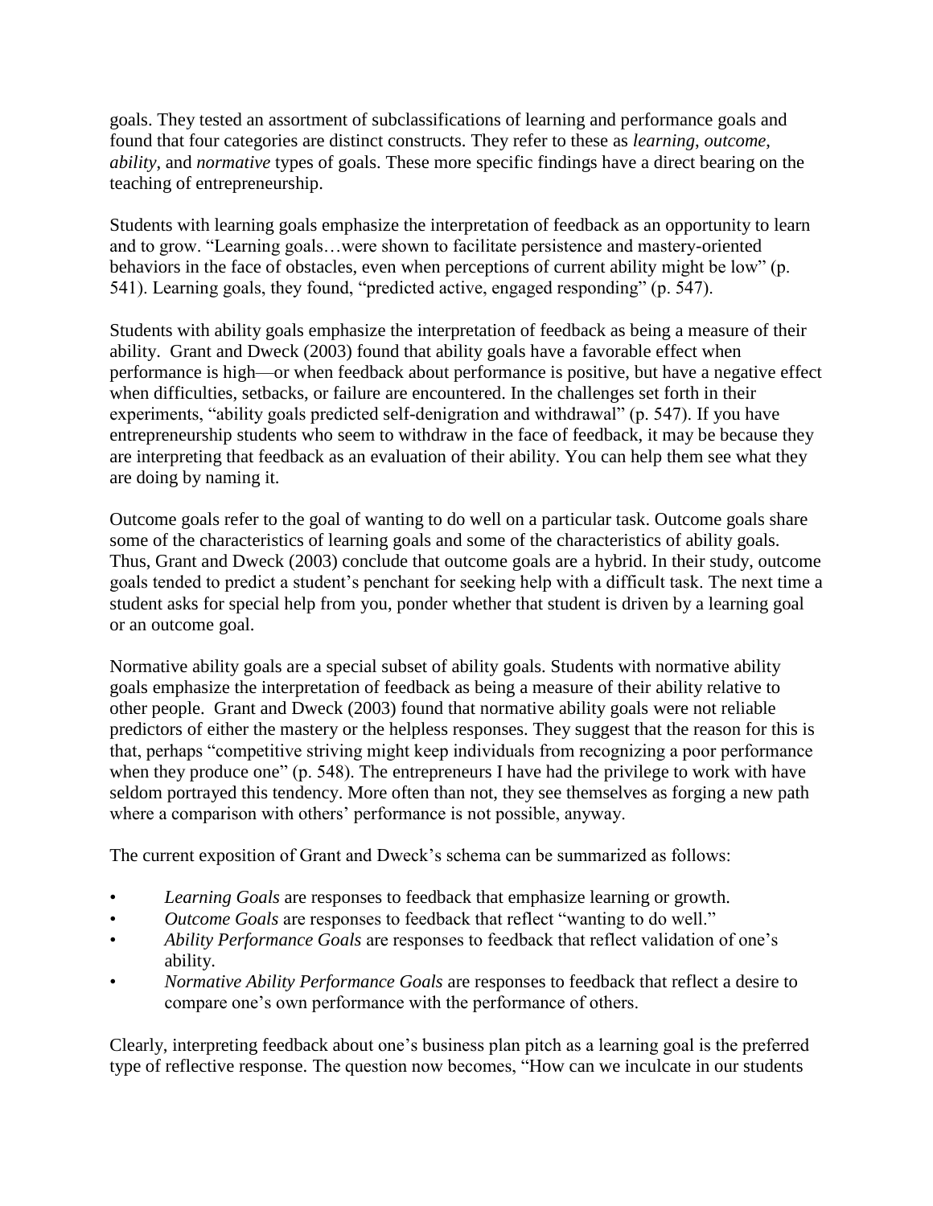goals. They tested an assortment of subclassifications of learning and performance goals and found that four categories are distinct constructs. They refer to these as *learning*, *outcome*, *ability*, and *normative* types of goals. These more specific findings have a direct bearing on the teaching of entrepreneurship.

Students with learning goals emphasize the interpretation of feedback as an opportunity to learn and to grow. "Learning goals…were shown to facilitate persistence and mastery-oriented behaviors in the face of obstacles, even when perceptions of current ability might be low" (p. 541). Learning goals, they found, "predicted active, engaged responding" (p. 547).

Students with ability goals emphasize the interpretation of feedback as being a measure of their ability. Grant and Dweck (2003) found that ability goals have a favorable effect when performance is high—or when feedback about performance is positive, but have a negative effect when difficulties, setbacks, or failure are encountered. In the challenges set forth in their experiments, "ability goals predicted self-denigration and withdrawal" (p. 547). If you have entrepreneurship students who seem to withdraw in the face of feedback, it may be because they are interpreting that feedback as an evaluation of their ability. You can help them see what they are doing by naming it.

Outcome goals refer to the goal of wanting to do well on a particular task. Outcome goals share some of the characteristics of learning goals and some of the characteristics of ability goals. Thus, Grant and Dweck (2003) conclude that outcome goals are a hybrid. In their study, outcome goals tended to predict a student's penchant for seeking help with a difficult task. The next time a student asks for special help from you, ponder whether that student is driven by a learning goal or an outcome goal.

Normative ability goals are a special subset of ability goals. Students with normative ability goals emphasize the interpretation of feedback as being a measure of their ability relative to other people. Grant and Dweck (2003) found that normative ability goals were not reliable predictors of either the mastery or the helpless responses. They suggest that the reason for this is that, perhaps "competitive striving might keep individuals from recognizing a poor performance when they produce one" (p. 548). The entrepreneurs I have had the privilege to work with have seldom portrayed this tendency. More often than not, they see themselves as forging a new path where a comparison with others' performance is not possible, anyway.

The current exposition of Grant and Dweck's schema can be summarized as follows:

- *Learning Goals* are responses to feedback that emphasize learning or growth.
- *Outcome Goals* are responses to feedback that reflect "wanting to do well."
- *Ability Performance Goals* are responses to feedback that reflect validation of one's ability.
- *Normative Ability Performance Goals* are responses to feedback that reflect a desire to compare one's own performance with the performance of others.

Clearly, interpreting feedback about one's business plan pitch as a learning goal is the preferred type of reflective response. The question now becomes, "How can we inculcate in our students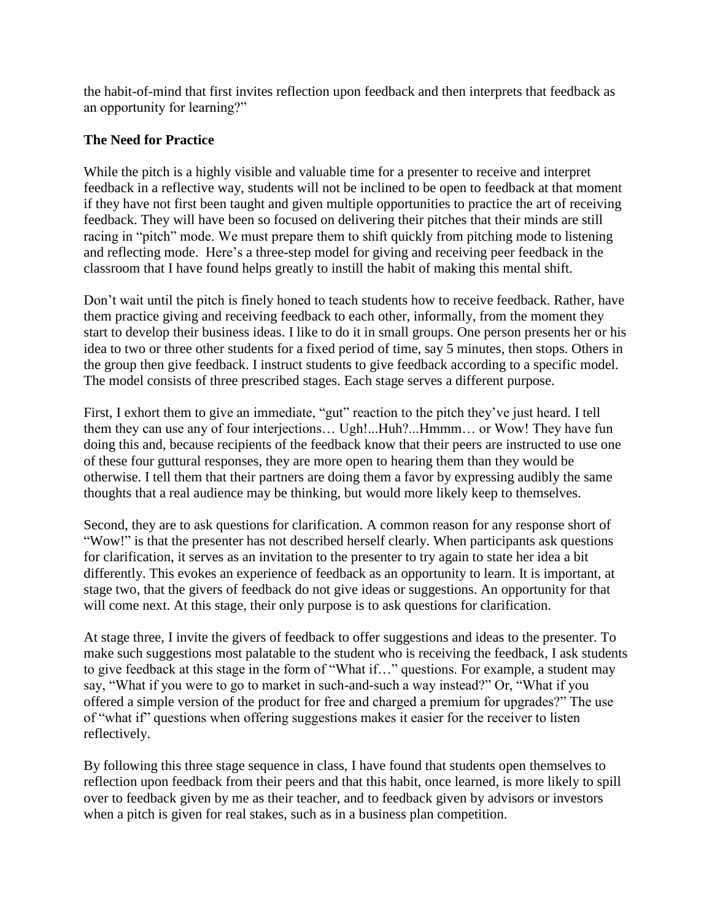the habit-of-mind that first invites reflection upon feedback and then interprets that feedback as an opportunity for learning?"

**The Need for Practice**

While the pitch is a highly visible and valuable time for a presenter to receive and interpret feedback in a reflective way, students will not be inclined to be open to feedback at that moment if they have not first been taught and given multiple opportunities to practice the art of receiving feedback. They will have been so focused on delivering their pitches that their minds are still racing in "pitch" mode. We must prepare them to shift quickly from pitching mode to listening and reflecting mode. Here's a three-step model for giving and receiving peer feedback in the classroom that I have found helps greatly to instill the habit of making this mental shift.

Don't wait until the pitch is finely honed to teach students how to receive feedback. Rather, have them practice giving and receiving feedback to each other, informally, from the moment they start to develop their business ideas. I like to do it in small groups. One person presents her or his idea to two or three other students for a fixed period of time, say 5 minutes, then stops. Others in the group then give feedback. I instruct students to give feedback according to a specific model. The model consists of three prescribed stages. Each stage serves a different purpose.

First, I exhort them to give an immediate, "gut" reaction to the pitch they've just heard. I tell them they can use any of four interjections… Ugh!...Huh?...Hmmm… or Wow! They have fun doing this and, because recipients of the feedback know that their peers are instructed to use one of these four guttural responses, they are more open to hearing them than they would be otherwise. I tell them that their partners are doing them a favor by expressing audibly the same thoughts that a real audience may be thinking, but would more likely keep to themselves.

Second, they are to ask questions for clarification. A common reason for any response short of "Wow!" is that the presenter has not described herself clearly. When participants ask questions for clarification, it serves as an invitation to the presenter to try again to state her idea a bit differently. This evokes an experience of feedback as an opportunity to learn. It is important, at stage two, that the givers of feedback do not give ideas or suggestions. An opportunity for that will come next. At this stage, their only purpose is to ask questions for clarification.

At stage three, I invite the givers of feedback to offer suggestions and ideas to the presenter. To make such suggestions most palatable to the student who is receiving the feedback, I ask students to give feedback at this stage in the form of "What if…" questions. For example, a student may say, "What if you were to go to market in such-and-such a way instead?" Or, "What if you offered a simple version of the product for free and charged a premium for upgrades?" The use of "what if" questions when offering suggestions makes it easier for the receiver to listen reflectively.

By following this three stage sequence in class, I have found that students open themselves to reflection upon feedback from their peers and that this habit, once learned, is more likely to spill over to feedback given by me as their teacher, and to feedback given by advisors or investors when a pitch is given for real stakes, such as in a business plan competition.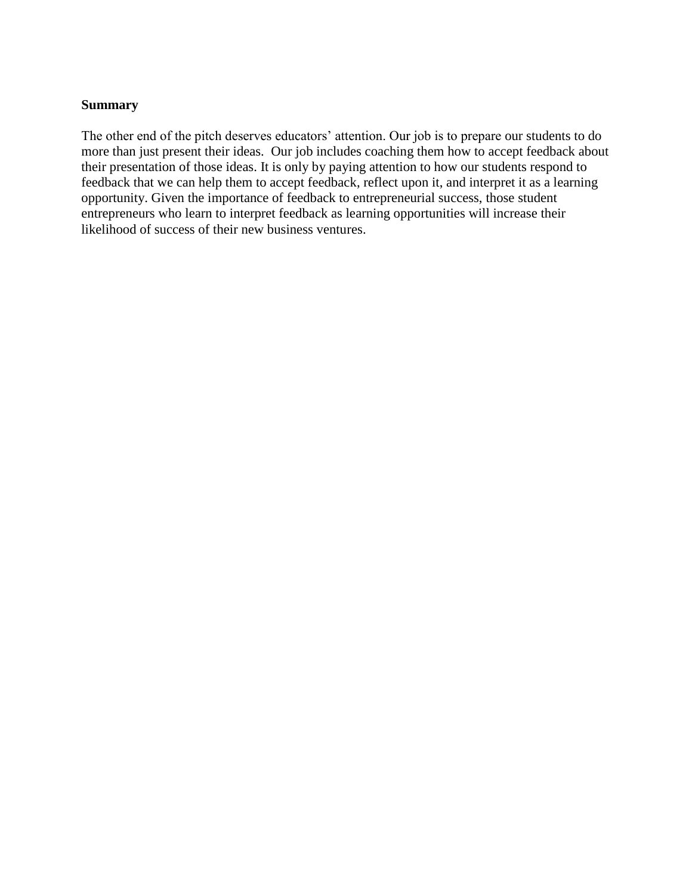**Summary**

The other end of the pitch deserves educators' attention. Our job is to prepare our students to do more than just present their ideas. Our job includes coaching them how to accept feedback about their presentation of those ideas. It is only by paying attention to how our students respond to feedback that we can help them to accept feedback, reflect upon it, and interpret it as a learning opportunity. Given the importance of feedback to entrepreneurial success, those student entrepreneurs who learn to interpret feedback as learning opportunities will increase their likelihood of success of their new business ventures.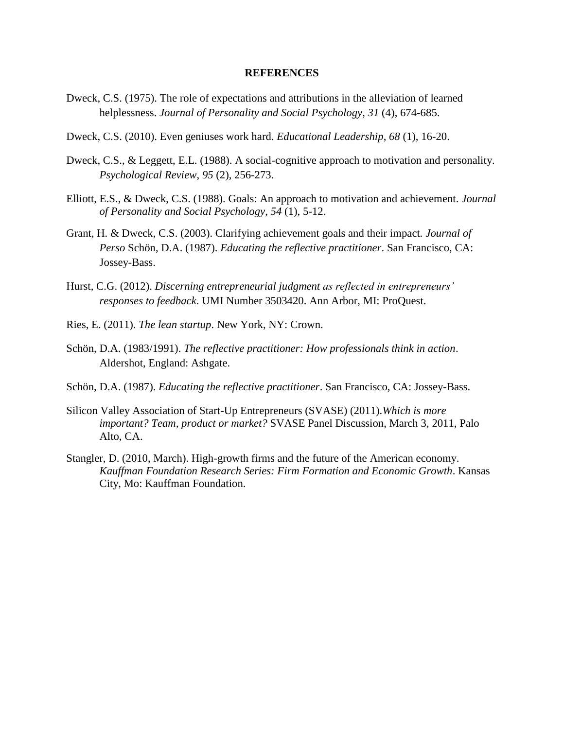**REFERENCES**

Dweck, C.S. (1975). The role of expectations and attributions in the alleviation of learned helplessness. *Journal of Personality and Social Psychology*, *31* (4), 674-685.

Dweck, C.S. (2010). Even geniuses work hard. *Educational Leadership*, *68* (1), 16-20.

Dweck, C.S., & Leggett, E.L. (1988). A social-cognitive approach to motivation and personality. *Psychological Review*, *95* (2), 256-273.

Elliott, E.S., & Dweck, C.S. (1988). Goals: An approach to motivation and achievement. *Journal of Personality and Social Psychology*, *54* (1), 5-12.

Grant, H. & Dweck, C.S. (2003). Clarifying achievement goals and their impact. *Journal of Perso* Schön, D.A. (1987). *Educating the reflective practitioner*. San Francisco, CA: Jossey-Bass.

Hurst, C.G. (2012). *Discerning entrepreneurial judgment as reflected in entrepreneurs' responses to feedback*. UMI Number 3503420. Ann Arbor, MI: ProQuest.

Ries, E. (2011). *The lean startup*. New York, NY: Crown.

Schön, D.A. (1983/1991). *The reflective practitioner: How professionals think in action*. Aldershot, England: Ashgate.

Schön, D.A. (1987). *Educating the reflective practitioner*. San Francisco, CA: Jossey-Bass.

Silicon Valley Association of Start-Up Entrepreneurs (SVASE) (2011).*Which is more important? Team, product or market?* SVASE Panel Discussion, March 3, 2011, Palo Alto, CA.

Stangler, D. (2010, March). High-growth firms and the future of the American economy. *Kauffman Foundation Research Series: Firm Formation and Economic Growth*. Kansas City, Mo: Kauffman Foundation.